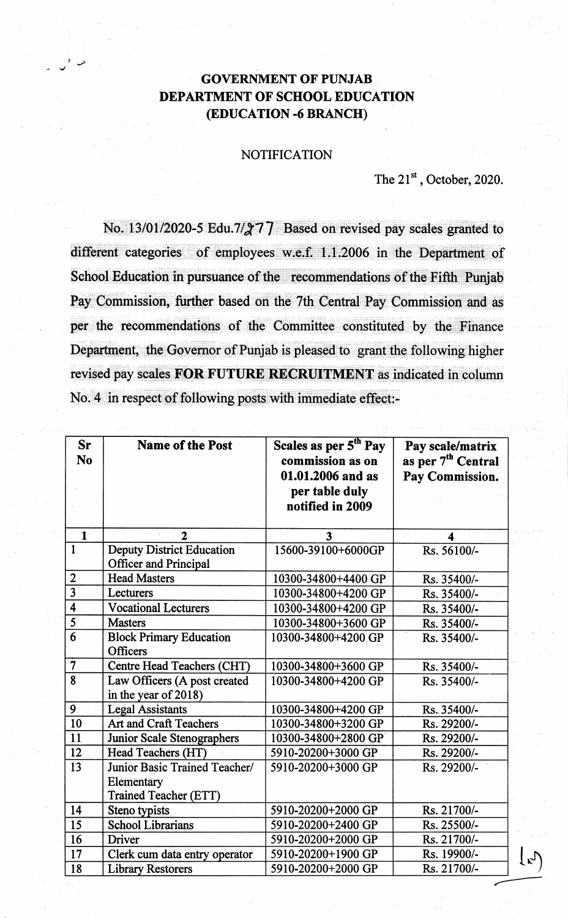# GOVERNMENT OF PUNJAB
## DEPARTMENT OF SCHOOL EDUCATION
## (EDUCATION -6 BRANCH)

NOTIFICATION

The 21st, October, 2020.

No. 13/01/2020-5 Edu.7/2777 Based on revised pay scales granted to different categories of employees w.e.f. 1.1.2006 in the Department of School Education in pursuance of the recommendations of the Fifth Punjab Pay Commission, further based on the 7th Central Pay Commission and as per the recommendations of the Committee constituted by the Finance Department, the Governor of Punjab is pleased to grant the following higher revised pay scales **FOR FUTURE RECRUITMENT** as indicated in column No. 4 in respect of following posts with immediate effect:-

| Sr No | Name of the Post | Scales as per 5th Pay commission as on 01.01.2006 and as per table duly notified in 2009 | Pay scale/matrix as per 7th Central Pay Commission. |
|---|---|---|---|
| 1 | 2 | 3 | 4 |
| 1 | Deputy District Education Officer and Principal | 15600-39100+6000GP | Rs. 56100/- |
| 2 | Head Masters | 10300-34800+4400 GP | Rs. 35400/- |
| 3 | Lecturers | 10300-34800+4200 GP | Rs. 35400/- |
| 4 | Vocational Lecturers | 10300-34800+4200 GP | Rs. 35400/- |
| 5 | Masters | 10300-34800+3600 GP | Rs. 35400/- |
| 6 | Block Primary Education Officers | 10300-34800+4200 GP | Rs. 35400/- |
| 7 | Centre Head Teachers (CHT) | 10300-34800+3600 GP | Rs. 35400/- |
| 8 | Law Officers (A post created in the year of 2018) | 10300-34800+4200 GP | Rs. 35400/- |
| 9 | Legal Assistants | 10300-34800+4200 GP | Rs. 35400/- |
| 10 | Art and Craft Teachers | 10300-34800+3200 GP | Rs. 29200/- |
| 11 | Junior Scale Stenographers | 10300-34800+2800 GP | Rs. 29200/- |
| 12 | Head Teachers (HT) | 5910-20200+3000 GP | Rs. 29200/- |
| 13 | Junior Basic Trained Teacher/ Elementary Trained Teacher (ETT) | 5910-20200+3000 GP | Rs. 29200/- |
| 14 | Steno typists | 5910-20200+2000 GP | Rs. 21700/- |
| 15 | School Librarians | 5910-20200+2400 GP | Rs. 25500/- |
| 16 | Driver | 5910-20200+2000 GP | Rs. 21700/- |
| 17 | Clerk cum data entry operator | 5910-20200+1900 GP | Rs. 19900/- |
| 18 | Library Restorers | 5910-20200+2000 GP | Rs. 21700/- |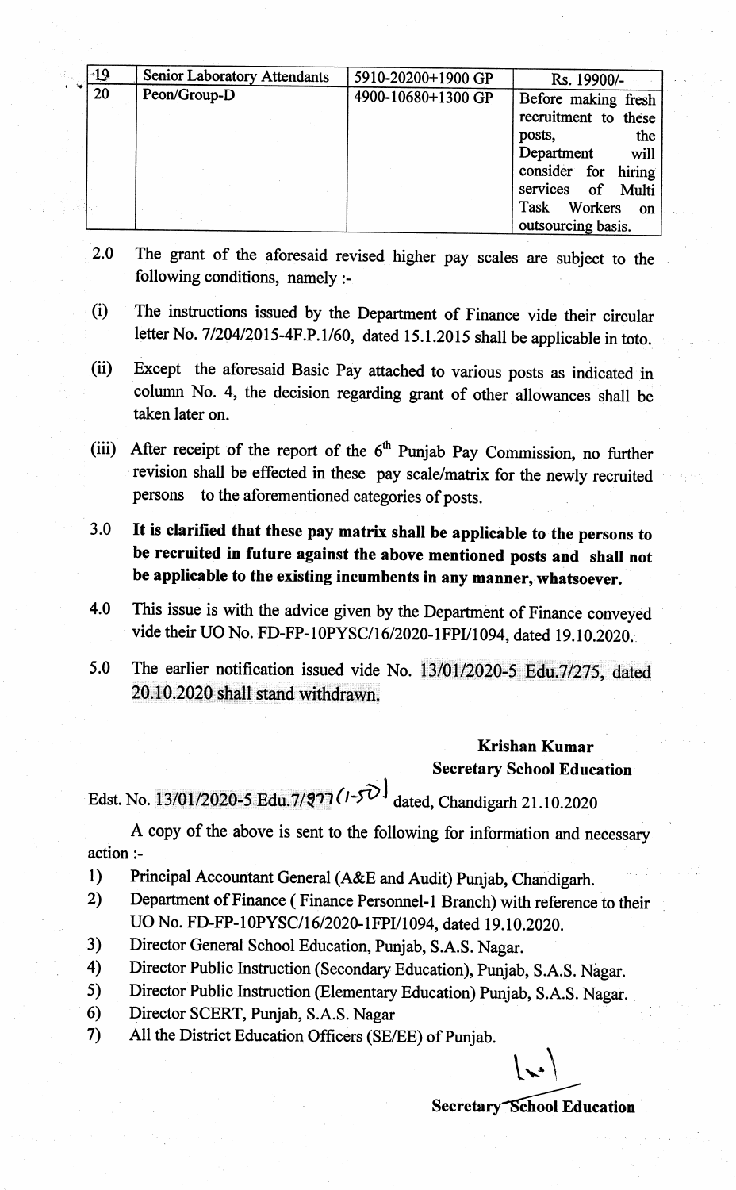| | | | |
|---|---|---|---|
| 19 | Senior Laboratory Attendants | 5910-20200+1900 GP | Rs. 19900/- |
| 20 | Peon/Group-D | 4900-10680+1300 GP | Before making fresh recruitment to these posts, the Department will consider for hiring services of Multi Task Workers on outsourcing basis. |

2.0 The grant of the aforesaid revised higher pay scales are subject to the following conditions, namely :-

(i) The instructions issued by the Department of Finance vide their circular letter No. 7/204/2015-4F.P.1/60, dated 15.1.2015 shall be applicable in toto.

(ii) Except the aforesaid Basic Pay attached to various posts as indicated in column No. 4, the decision regarding grant of other allowances shall be taken later on.

(iii) After receipt of the report of the 6th Punjab Pay Commission, no further revision shall be effected in these pay scale/matrix for the newly recruited persons to the aforementioned categories of posts.

3.0 **It is clarified that these pay matrix shall be applicable to the persons to be recruited in future against the above mentioned posts and shall not be applicable to the existing incumbents in any manner, whatsoever.**

4.0 This issue is with the advice given by the Department of Finance conveyed vide their UO No. FD-FP-10PYSC/16/2020-1FPI/1094, dated 19.10.2020.

5.0 The earlier notification issued vide No. 13/01/2020-5 Edu.7/275, dated 20.10.2020 shall stand withdrawn.

**Krishan Kumar**
**Secretary School Education**

Edst. No. 13/01/2020-5 Edu.7/277 (1-50) dated, Chandigarh 21.10.2020

A copy of the above is sent to the following for information and necessary action :-

1) Principal Accountant General (A&E and Audit) Punjab, Chandigarh.
2) Department of Finance ( Finance Personnel-1 Branch) with reference to their UO No. FD-FP-10PYSC/16/2020-1FPI/1094, dated 19.10.2020.
3) Director General School Education, Punjab, S.A.S. Nagar.
4) Director Public Instruction (Secondary Education), Punjab, S.A.S. Nagar.
5) Director Public Instruction (Elementary Education) Punjab, S.A.S. Nagar.
6) Director SCERT, Punjab, S.A.S. Nagar
7) All the District Education Officers (SE/EE) of Punjab.

**Secretary School Education**